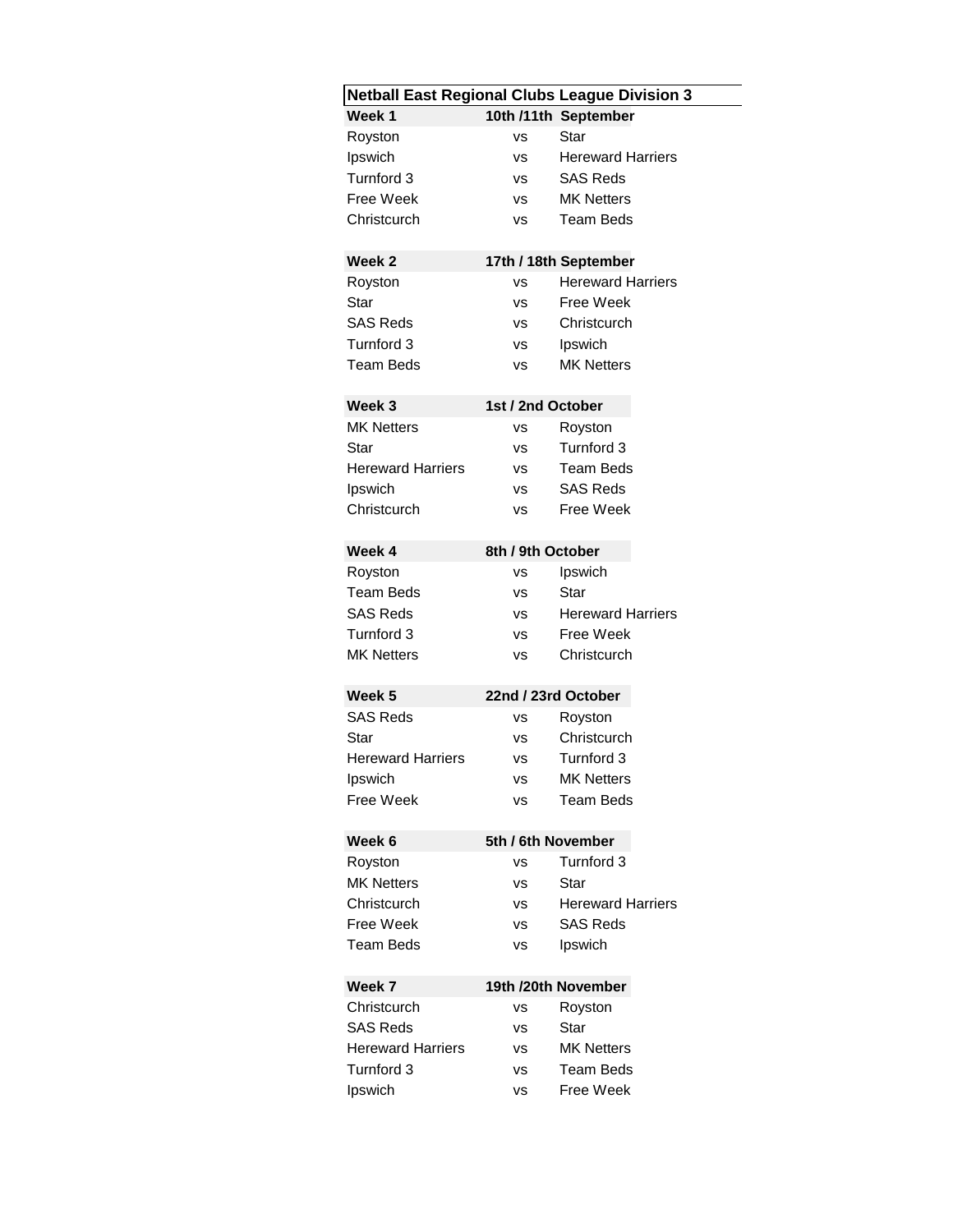# Netball East Regional Clubs League Division 3

| Week 1 | 10th /11th September | |
|---|---|---|
| Royston | vs | Star |
| Ipswich | vs | Hereward Harriers |
| Turnford 3 | vs | SAS Reds |
| Free Week | vs | MK Netters |
| Christcurch | vs | Team Beds |

| Week 2 | 17th / 18th September | |
|---|---|---|
| Royston | vs | Hereward Harriers |
| Star | vs | Free Week |
| SAS Reds | vs | Christcurch |
| Turnford 3 | vs | Ipswich |
| Team Beds | vs | MK Netters |

| Week 3 | 1st / 2nd October | |
|---|---|---|
| MK Netters | vs | Royston |
| Star | vs | Turnford 3 |
| Hereward Harriers | vs | Team Beds |
| Ipswich | vs | SAS Reds |
| Christcurch | vs | Free Week |

| Week 4 | 8th / 9th October | |
|---|---|---|
| Royston | vs | Ipswich |
| Team Beds | vs | Star |
| SAS Reds | vs | Hereward Harriers |
| Turnford 3 | vs | Free Week |
| MK Netters | vs | Christcurch |

| Week 5 | 22nd / 23rd October | |
|---|---|---|
| SAS Reds | vs | Royston |
| Star | vs | Christcurch |
| Hereward Harriers | vs | Turnford 3 |
| Ipswich | vs | MK Netters |
| Free Week | vs | Team Beds |

| Week 6 | 5th / 6th November | |
|---|---|---|
| Royston | vs | Turnford 3 |
| MK Netters | vs | Star |
| Christcurch | vs | Hereward Harriers |
| Free Week | vs | SAS Reds |
| Team Beds | vs | Ipswich |

| Week 7 | 19th /20th November | |
|---|---|---|
| Christcurch | vs | Royston |
| SAS Reds | vs | Star |
| Hereward Harriers | vs | MK Netters |
| Turnford 3 | vs | Team Beds |
| Ipswich | vs | Free Week |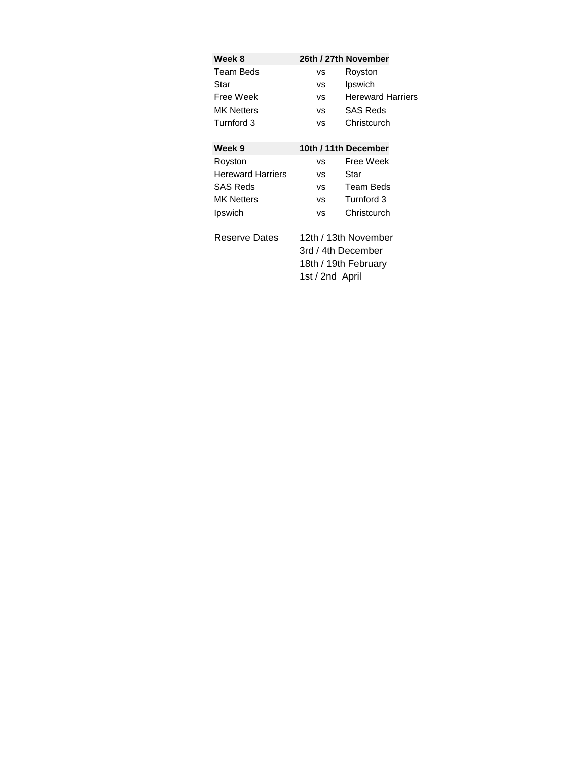| Week 8 | 26th / 27th November | |
|---|---|---|
| Team Beds | vs | Royston |
| Star | vs | Ipswich |
| Free Week | vs | Hereward Harriers |
| MK Netters | vs | SAS Reds |
| Turnford 3 | vs | Christcurch |

| Week 9 | 10th / 11th December | |
|---|---|---|
| Royston | vs | Free Week |
| Hereward Harriers | vs | Star |
| SAS Reds | vs | Team Beds |
| MK Netters | vs | Turnford 3 |
| Ipswich | vs | Christcurch |

Reserve Dates

- 12th / 13th November
- 3rd / 4th December
- 18th / 19th February
- 1st / 2nd April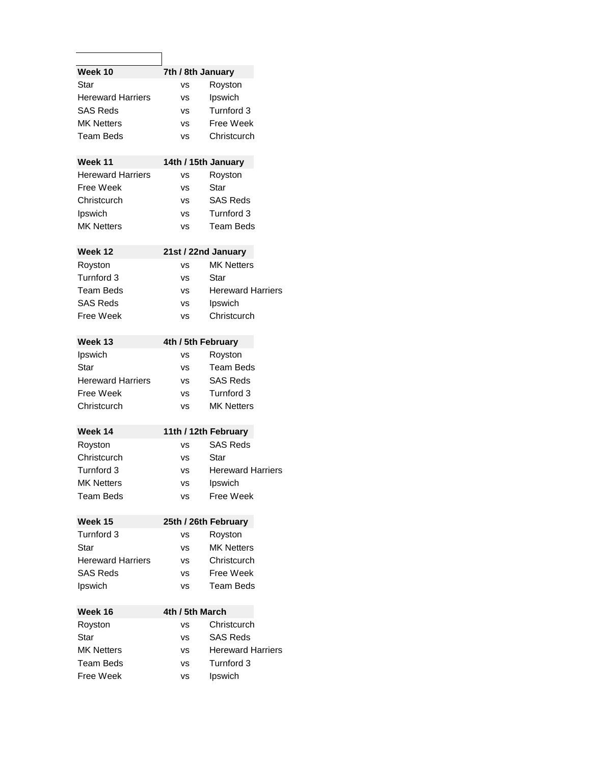| Week 10 | 7th / 8th January | |
|---|---|---|
| Star | vs | Royston |
| Hereward Harriers | vs | Ipswich |
| SAS Reds | vs | Turnford 3 |
| MK Netters | vs | Free Week |
| Team Beds | vs | Christcurch |

| Week 11 | 14th / 15th January | |
|---|---|---|
| Hereward Harriers | vs | Royston |
| Free Week | vs | Star |
| Christcurch | vs | SAS Reds |
| Ipswich | vs | Turnford 3 |
| MK Netters | vs | Team Beds |

| Week 12 | 21st / 22nd January | |
|---|---|---|
| Royston | vs | MK Netters |
| Turnford 3 | vs | Star |
| Team Beds | vs | Hereward Harriers |
| SAS Reds | vs | Ipswich |
| Free Week | vs | Christcurch |

| Week 13 | 4th / 5th February | |
|---|---|---|
| Ipswich | vs | Royston |
| Star | vs | Team Beds |
| Hereward Harriers | vs | SAS Reds |
| Free Week | vs | Turnford 3 |
| Christcurch | vs | MK Netters |

| Week 14 | 11th / 12th February | |
|---|---|---|
| Royston | vs | SAS Reds |
| Christcurch | vs | Star |
| Turnford 3 | vs | Hereward Harriers |
| MK Netters | vs | Ipswich |
| Team Beds | vs | Free Week |

| Week 15 | 25th / 26th February | |
|---|---|---|
| Turnford 3 | vs | Royston |
| Star | vs | MK Netters |
| Hereward Harriers | vs | Christcurch |
| SAS Reds | vs | Free Week |
| Ipswich | vs | Team Beds |

| Week 16 | 4th / 5th March | |
|---|---|---|
| Royston | vs | Christcurch |
| Star | vs | SAS Reds |
| MK Netters | vs | Hereward Harriers |
| Team Beds | vs | Turnford 3 |
| Free Week | vs | Ipswich |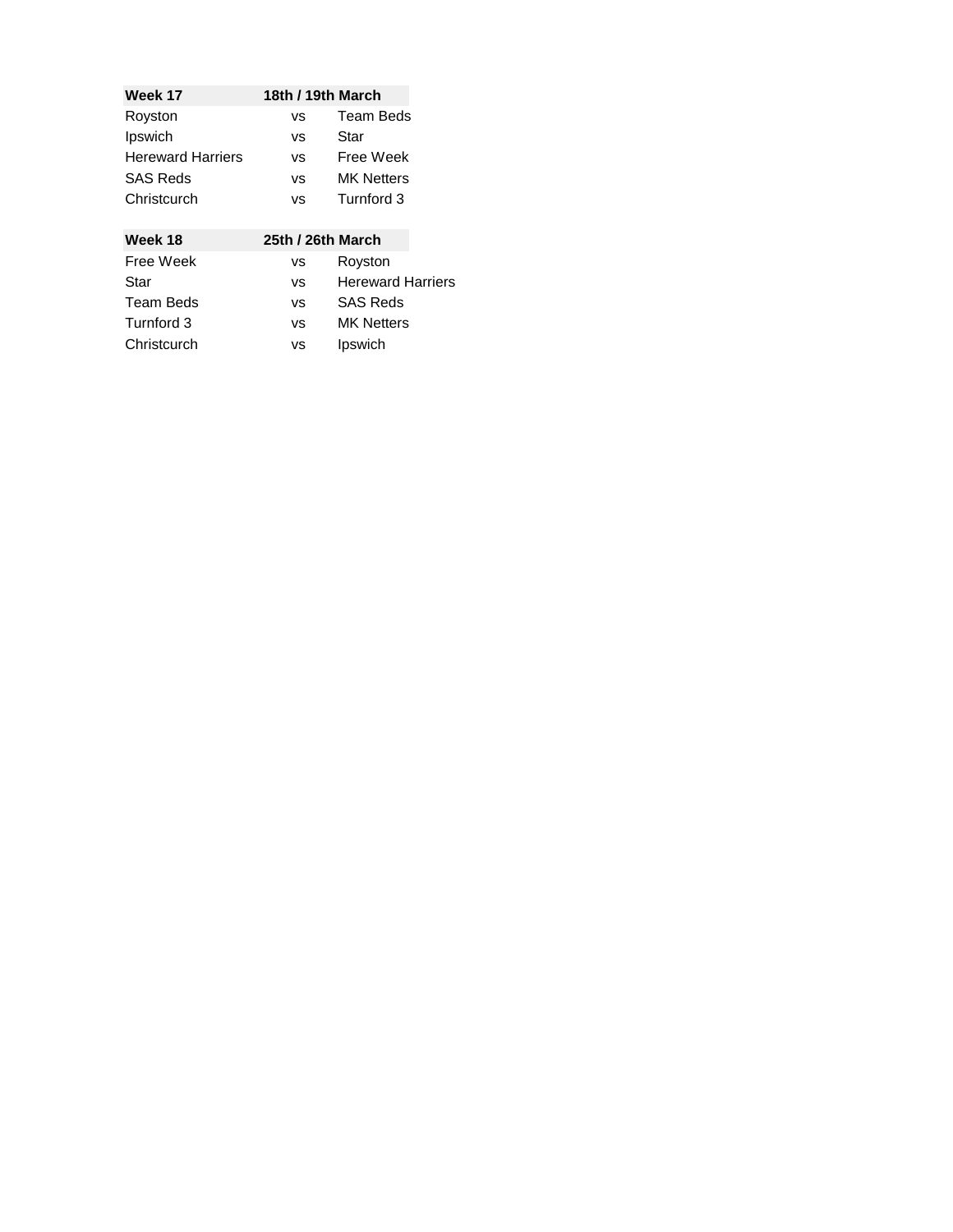| Week 17 | 18th / 19th March | |
| --- | --- | --- |
| Royston | vs | Team Beds |
| Ipswich | vs | Star |
| Hereward Harriers | vs | Free Week |
| SAS Reds | vs | MK Netters |
| Christcurch | vs | Turnford 3 |

| Week 18 | 25th / 26th March | |
| --- | --- | --- |
| Free Week | vs | Royston |
| Star | vs | Hereward Harriers |
| Team Beds | vs | SAS Reds |
| Turnford 3 | vs | MK Netters |
| Christcurch | vs | Ipswich |